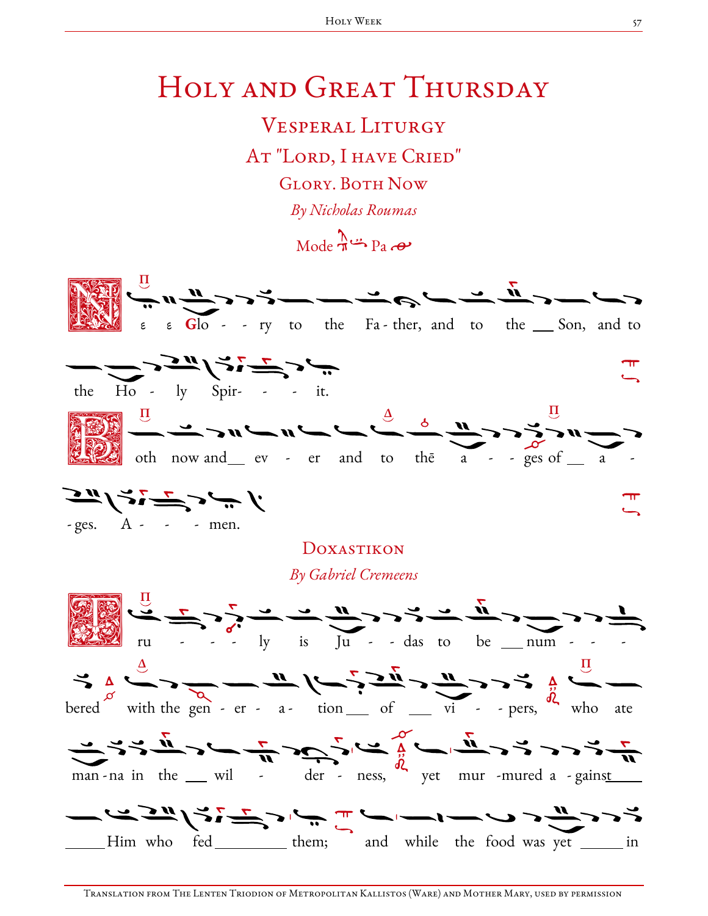# Holy and Great Thursday

## Vesperal Liturgy

## At "Lord, I have Cried"

### Glory. Both Now

*By Nicholas Roumas*

Mode Pa

N ε ε Glo - - ry to the Fa - ther, and to the ___ Son, and to the Ho - ly Spir- - - it.

Both now and___ ev - er and to thē a - - ges of ___ a - - ges. A - - - men.

### Doxastikon

*By Gabriel Cremeens*

Tru - - - ly is Ju - - das to be ___ num - - - bered with the gen - er - a - tion___ of ___ vi - - pers, who ate man - na in the ___ wil - der - ness, yet mur -mured a - gainst_____ Him who fed_________ them; and while the food was yet ______ in

Translation from The Lenten Triodion of Metropolitan Kallistos (Ware) and Mother Mary, used by permission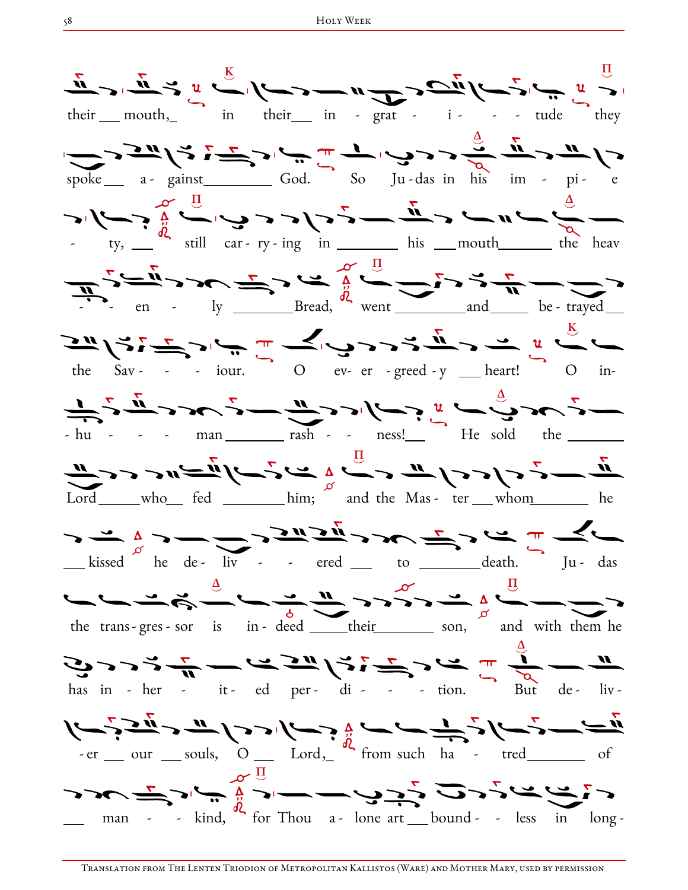their mouth, in their ingratitude they spoke against God. So Judas in his impiety, still carrying in his mouth the heavenly Bread, went and betrayed the Saviour. O ever-greedy heart! O inhuman rashness! He sold the Lord who fed him; and the Master whom he kissed he delivered to death. Judas the transgressor is indeed their son, and with them he has inherited perdition. But deliver our souls, O Lord, from such hatred of mankind, for Thou alone art boundless in long-

Translation from The Lenten Triodion of Metropolitan Kallistos (Ware) and Mother Mary, used by permission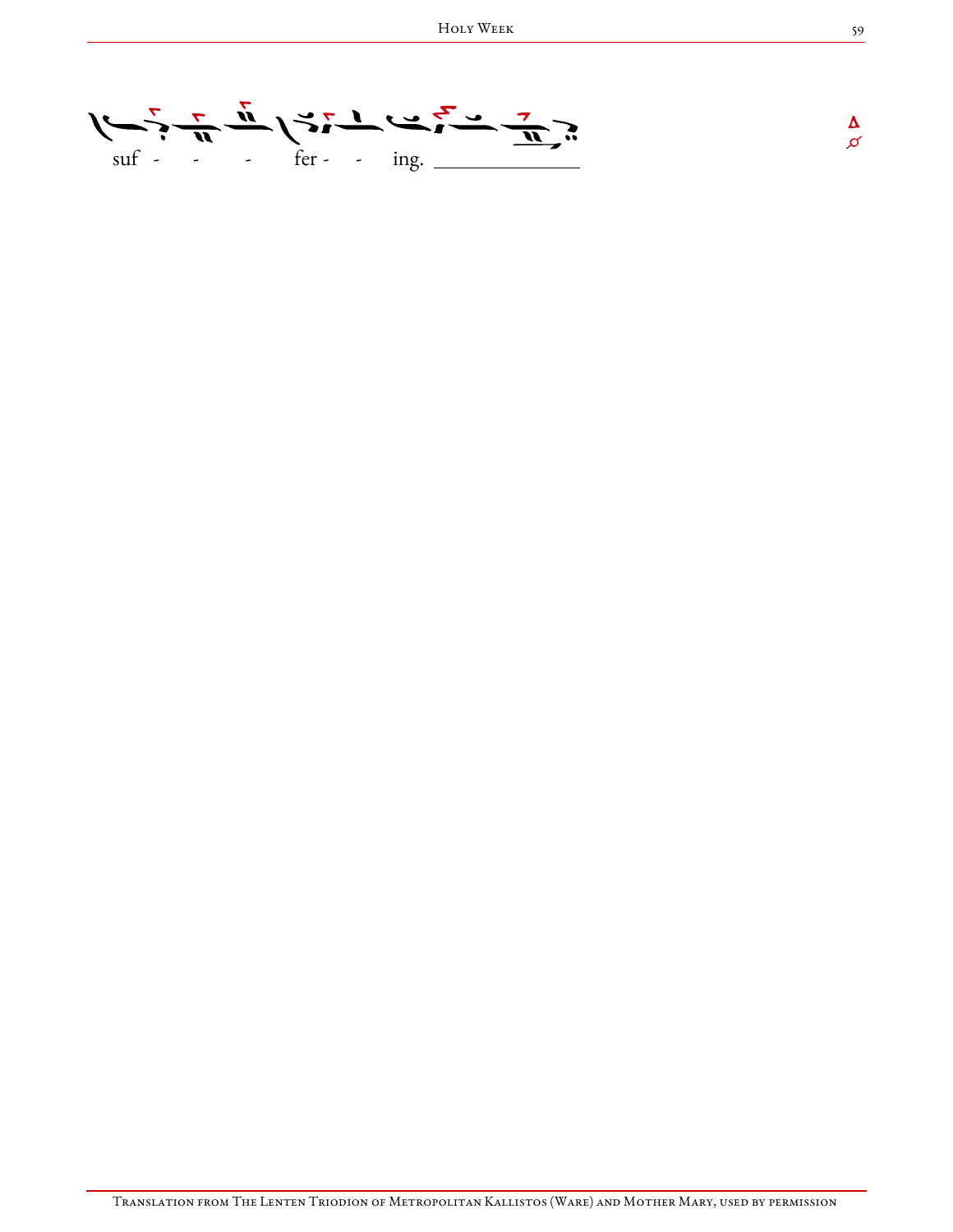suf - - - fer - - ing. ____________